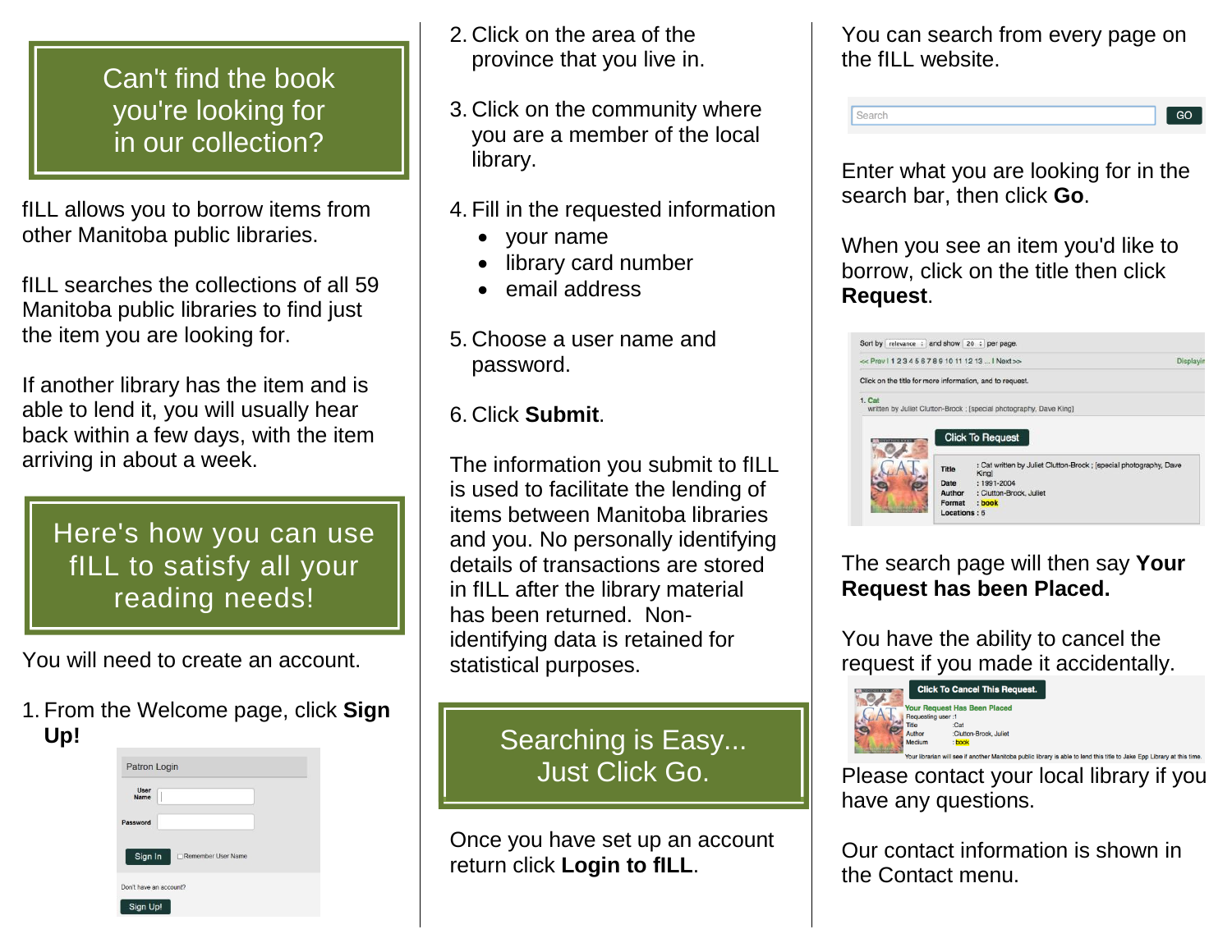## Can't find the book you're looking for in our collection?

fILL allows you to borrow items from other Manitoba public libraries.

fILL searches the collections of all 59 Manitoba public libraries to find just the item you are looking for.

If another library has the item and is able to lend it, you will usually hear back within a few days, with the item arriving in about a week.

## Here's how you can use fILL to satisfy all your reading needs!

You will need to create an account.

1. From the Welcome page, click **Sign Up!**

Patron Login

User Name

Password

Sign In ☐Remember User Name

Don't have an account?

Sign Up!

2. Click on the area of the province that you live in.
3. Click on the community where you are a member of the local library.
4. Fill in the requested information
   - your name
   - library card number
   - email address
5. Choose a user name and password.
6. Click **Submit**.

The information you submit to fILL is used to facilitate the lending of items between Manitoba libraries and you. No personally identifying details of transactions are stored in fILL after the library material has been returned. Non-identifying data is retained for statistical purposes.

## Searching is Easy... Just Click Go.

Once you have set up an account return click **Login to fILL**.

You can search from every page on the fILL website.

Search GO

Enter what you are looking for in the search bar, then click **Go**.

When you see an item you'd like to borrow, click on the title then click **Request**.

Sort by relevance and show 20 per page.

<< Prev | 1 2 3 4 5 6 7 8 9 10 11 12 13 ... | Next >>

Click on the title for more information, and to request.

1. Cat
written by Juliet Clutton-Brock ; [special photography, Dave King]

Click To Request

Title : Cat written by Juliet Clutton-Brock ; [special photography, Dave King]
Date : 1991-2004
Author : Clutton-Brock, Juliet
Format : book
Locations : 6

The search page will then say **Your Request has been Placed.**

You have the ability to cancel the request if you made it accidentally.

Click To Cancel This Request.

Your Request Has Been Placed
Requesting user :1
Title :Cat
Author :Clutton-Brock, Juliet
Medium :book

Your librarian will see if another Manitoba public library is able to lend this title to Jake Epp Library at this time.

Please contact your local library if you have any questions.

Our contact information is shown in the Contact menu.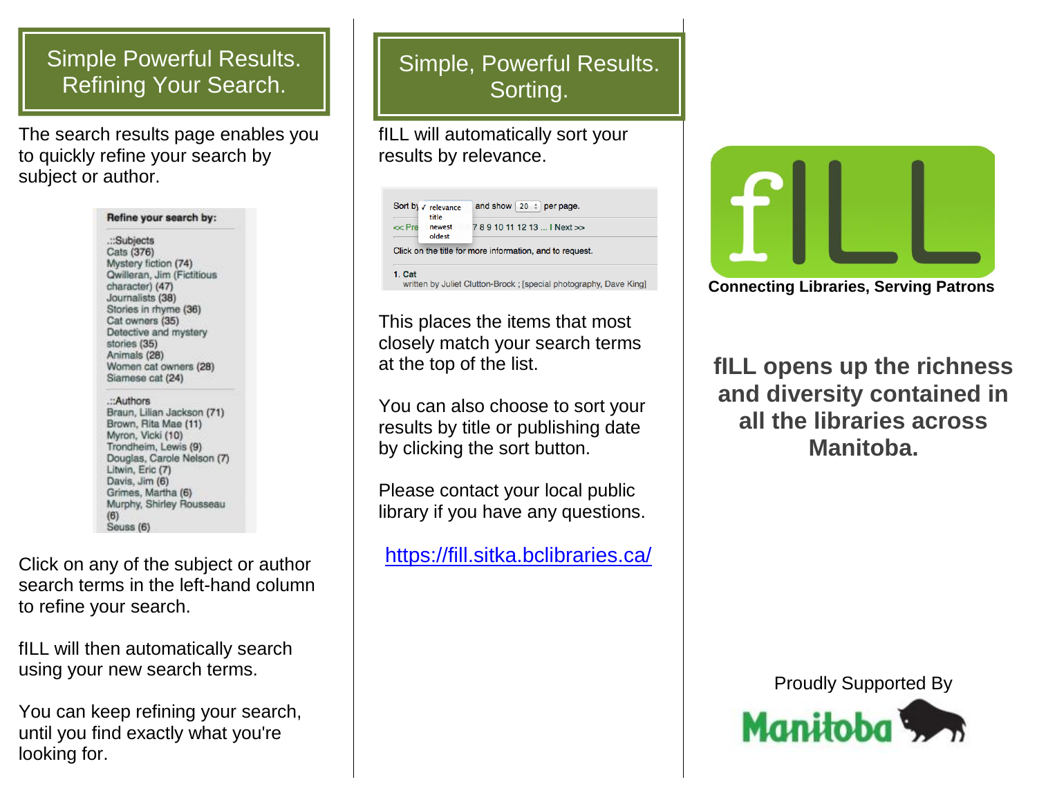## Simple Powerful Results. Refining Your Search.

The search results page enables you to quickly refine your search by subject or author.

Refine your search by:

.::Subjects
Cats (376)
Mystery fiction (74)
Qwilleran, Jim (Fictitious character) (47)
Journalists (38)
Stories in rhyme (36)
Cat owners (35)
Detective and mystery stories (35)
Animals (28)
Women cat owners (28)
Siamese cat (24)

.::Authors
Braun, Lilian Jackson (71)
Brown, Rita Mae (11)
Myron, Vicki (10)
Trondheim, Lewis (9)
Douglas, Carole Nelson (7)
Litwin, Eric (7)
Davis, Jim (6)
Grimes, Martha (6)
Murphy, Shirley Rousseau (6)
Seuss (6)

Click on any of the subject or author search terms in the left-hand column to refine your search.

fILL will then automatically search using your new search terms.

You can keep refining your search, until you find exactly what you're looking for.

## Simple, Powerful Results. Sorting.

fILL will automatically sort your results by relevance.

Sort by ✓ relevance / title / newest / oldest and show 20 per page.
<< Pre 7 8 9 10 11 12 13 ... I Next >>
Click on the title for more information, and to request.
1. Cat
written by Juliet Clutton-Brock ; [special photography, Dave King]

This places the items that most closely match your search terms at the top of the list.

You can also choose to sort your results by title or publishing date by clicking the sort button.

Please contact your local public library if you have any questions.

https://fill.sitka.bclibraries.ca/

fILL

**Connecting Libraries, Serving Patrons**

**fILL opens up the richness and diversity contained in all the libraries across Manitoba.**

Proudly Supported By

Manitoba